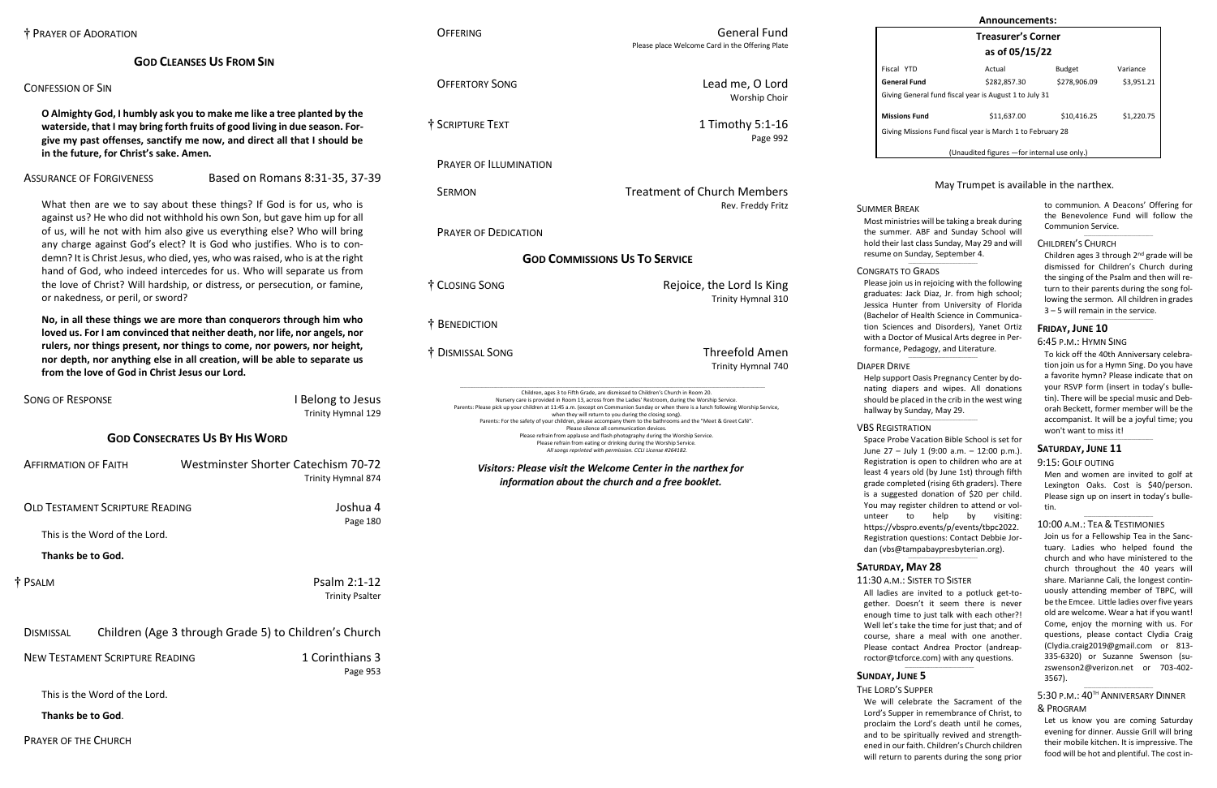† PRAYER OF ADORATION

## GOD CLEANSES US FROM SIN

CONFESSION OF SIN

**O Almighty God, I humbly ask you to make me like a tree planted by the waterside, that I may bring forth fruits of good living in due season. Forgive my past offenses, sanctify me now, and direct all that I should be in the future, for Christ's sake. Amen.**

ASSURANCE OF FORGIVENESS — Based on Romans 8:31-35, 37-39

What then are we to say about these things? If God is for us, who is against us? He who did not withhold his own Son, but gave him up for all of us, will he not with him also give us everything else? Who will bring any charge against God's elect? It is God who justifies. Who is to condemn? It is Christ Jesus, who died, yes, who was raised, who is at the right hand of God, who indeed intercedes for us. Who will separate us from the love of Christ? Will hardship, or distress, or persecution, or famine, or nakedness, or peril, or sword?

**No, in all these things we are more than conquerors through him who loved us. For I am convinced that neither death, nor life, nor angels, nor rulers, nor things present, nor things to come, nor powers, nor height, nor depth, nor anything else in all creation, will be able to separate us from the love of God in Christ Jesus our Lord.**

SONG OF RESPONSE — I Belong to Jesus, Trinity Hymnal 129

## GOD CONSECRATES US BY HIS WORD

AFFIRMATION OF FAITH — Westminster Shorter Catechism 70-72, Trinity Hymnal 874

OLD TESTAMENT SCRIPTURE READING — Joshua 4, Page 180

This is the Word of the Lord.

**Thanks be to God.**

† PSALM — Psalm 2:1-12, Trinity Psalter

DISMISSAL — Children (Age 3 through Grade 5) to Children's Church

NEW TESTAMENT SCRIPTURE READING — 1 Corinthians 3, Page 953

This is the Word of the Lord.

**Thanks be to God**.

PRAYER OF THE CHURCH

OFFERING — General Fund

Please place Welcome Card in the Offering Plate

OFFERTORY SONG — Lead me, O Lord, Worship Choir

† SCRIPTURE TEXT — 1 Timothy 5:1-16, Page 992

PRAYER OF ILLUMINATION

SERMON — Treatment of Church Members, Rev. Freddy Fritz

PRAYER OF DEDICATION

## GOD COMMISSIONS US TO SERVICE

† CLOSING SONG — Rejoice, the Lord Is King, Trinity Hymnal 310

† BENEDICTION

† DISMISSAL SONG — Threefold Amen, Trinity Hymnal 740

Children, ages 3 to Fifth Grade, are dismissed to Children's Church in Room 20.
Nursery care is provided in Room 13, across from the Ladies' Restroom, during the Worship Service.
Parents: Please pick up your children at 11:45 a.m. (except on Communion Sunday or when there is a lunch following Worship Service, when they will return to you during the closing song).
Parents: For the safety of your children, please accompany them to the bathrooms and the "Meet & Greet Café".
Please silence all communication devices.
Please refrain from applause and flash photography during the Worship Service.
Please refrain from eating or drinking during the Worship Service.
*All songs reprinted with permission. CCLI License #264182.*

***Visitors: Please visit the Welcome Center in the narthex for information about the church and a free booklet.***

## Announcements:

### Treasurer's Corner as of 05/15/22

| Fiscal YTD | Actual | Budget | Variance |
|---|---|---|---|
| **General Fund** | $282,857.30 | $278,906.09 | $3,951.21 |
| Giving General fund fiscal year is August 1 to July 31 | | | |
| **Missions Fund** | $11,637.00 | $10,416.25 | $1,220.75 |
| Giving Missions Fund fiscal year is March 1 to February 28 | | | |

(Unaudited figures —for internal use only.)

May Trumpet is available in the narthex.

SUMMER BREAK

Most ministries will be taking a break during the summer. ABF and Sunday School will hold their last class Sunday, May 29 and will resume on Sunday, September 4.

CONGRATS TO GRADS

Please join us in rejoicing with the following graduates: Jack Diaz, Jr. from high school; Jessica Hunter from University of Florida (Bachelor of Health Science in Communication Sciences and Disorders), Yanet Ortiz with a Doctor of Musical Arts degree in Performance, Pedagogy, and Literature.

DIAPER DRIVE

Help support Oasis Pregnancy Center by donating diapers and wipes. All donations should be placed in the crib in the west wing hallway by Sunday, May 29.

VBS REGISTRATION

Space Probe Vacation Bible School is set for June 27 – July 1 (9:00 a.m. – 12:00 p.m.). Registration is open to children who are at least 4 years old (by June 1st) through fifth grade completed (rising 6th graders). There is a suggested donation of $20 per child. You may register children to attend or volunteer to help by visiting: https://vbspro.events/p/events/tbpc2022. Registration questions: Contact Debbie Jordan (vbs@tampabaypresbyterian.org).

### SATURDAY, MAY 28

11:30 A.M.: SISTER TO SISTER

All ladies are invited to a potluck get-together. Doesn't it seem there is never enough time to just talk with each other?! Well let's take the time for just that; and of course, share a meal with one another. Please contact Andrea Proctor (andreaproctor@tcforce.com) with any questions.

### SUNDAY, JUNE 5

THE LORD'S SUPPER

We will celebrate the Sacrament of the Lord's Supper in remembrance of Christ, to proclaim the Lord's death until he comes, and to be spiritually revived and strengthened in our faith. Children's Church children will return to parents during the song prior to communion. A Deacons' Offering for the Benevolence Fund will follow the Communion Service.

CHILDREN'S CHURCH

Children ages 3 through 2nd grade will be dismissed for Children's Church during the singing of the Psalm and then will return to their parents during the song following the sermon. All children in grades 3 – 5 will remain in the service.

### FRIDAY, JUNE 10

6:45 P.M.: HYMN SING

To kick off the 40th Anniversary celebration join us for a Hymn Sing. Do you have a favorite hymn? Please indicate that on your RSVP form (insert in today's bulletin). There will be special music and Deborah Beckett, former member will be the accompanist. It will be a joyful time; you won't want to miss it!

### SATURDAY, JUNE 11

9:15: GOLF OUTING

Men and women are invited to golf at Lexington Oaks. Cost is $40/person. Please sign up on insert in today's bulletin.

10:00 A.M.: TEA & TESTIMONIES

Join us for a Fellowship Tea in the Sanctuary. Ladies who helped found the church and who have ministered to the church throughout the 40 years will share. Marianne Cali, the longest continuously attending member of TBPC, will be the Emcee. Little ladies over five years old are welcome. Wear a hat if you want! Come, enjoy the morning with us. For questions, please contact Clydia Craig (Clydia.craig2019@gmail.com or 813-335-6320) or Suzanne Swenson (suzswenson2@verizon.net or 703-402-3567).

5:30 P.M.: 40TH ANNIVERSARY DINNER & PROGRAM

Let us know you are coming Saturday evening for dinner. Aussie Grill will bring their mobile kitchen. It is impressive. The food will be hot and plentiful. The cost in-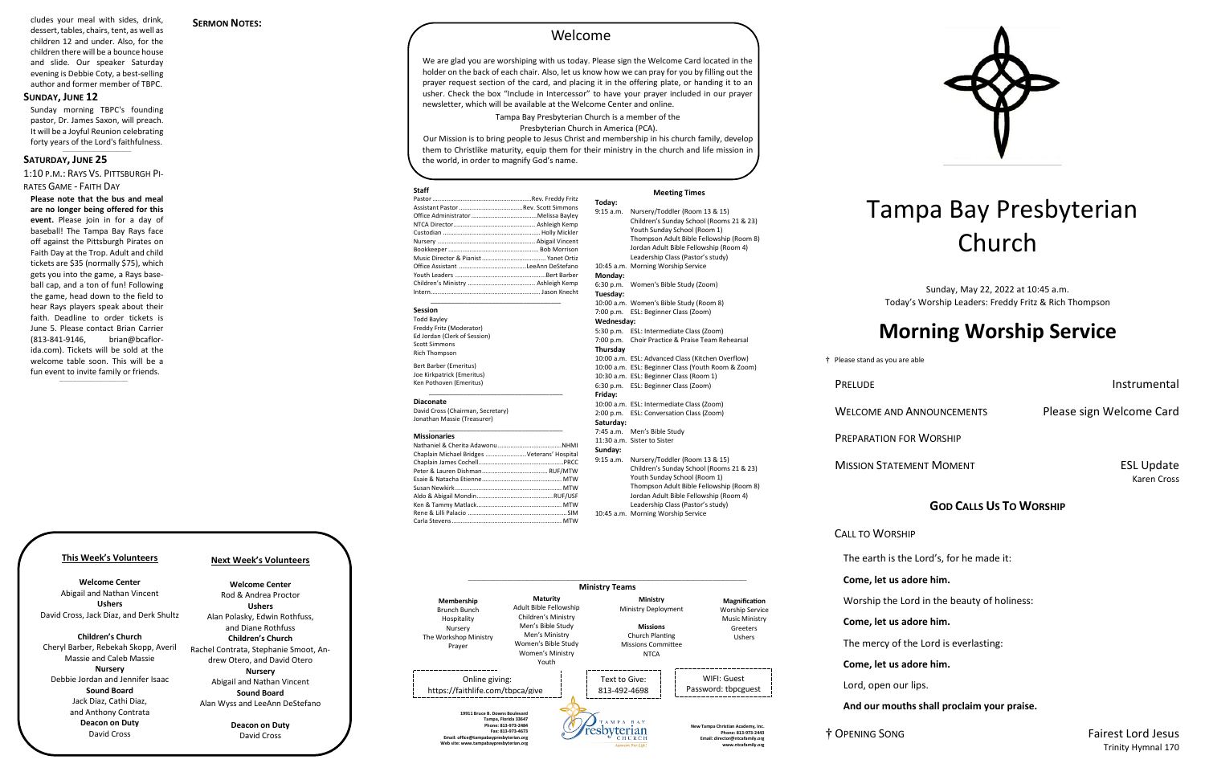cludes your meal with sides, drink, dessert, tables, chairs, tent, as well as children 12 and under. Also, for the children there will be a bounce house and slide. Our speaker Saturday evening is Debbie Coty, a best-selling author and former member of TBPC.

## SUNDAY, JUNE 12

Sunday morning TBPC's founding pastor, Dr. James Saxon, will preach. It will be a Joyful Reunion celebrating forty years of the Lord's faithfulness.

## SATURDAY, JUNE 25

1:10 P.M.: RAYS VS. PITTSBURGH PIRATES GAME - FAITH DAY

**Please note that the bus and meal are no longer being offered for this event.** Please join in for a day of baseball! The Tampa Bay Rays face off against the Pittsburgh Pirates on Faith Day at the Trop. Adult and child tickets are $35 (normally $75), which gets you into the game, a Rays baseball cap, and a ton of fun! Following the game, head down to the field to hear Rays players speak about their faith. Deadline to order tickets is June 5. Please contact Brian Carrier (813-841-9146, brian@bcaflorida.com). Tickets will be sold at the welcome table soon. This will be a fun event to invite family or friends.

**SERMON NOTES:**

### This Week's Volunteers

**Welcome Center**
Abigail and Nathan Vincent

**Ushers**
David Cross, Jack Diaz, and Derk Shultz

**Children's Church**
Cheryl Barber, Rebekah Skopp, Averil Massie and Caleb Massie

**Nursery**
Debbie Jordan and Jennifer Isaac

**Sound Board**
Jack Diaz, Cathi Diaz, and Anthony Contrata

**Deacon on Duty**
David Cross

### Next Week's Volunteers

**Welcome Center**
Rod & Andrea Proctor

**Ushers**
Alan Polasky, Edwin Rothfuss, and Diane Rothfuss

**Children's Church**
Rachel Contrata, Stephanie Smoot, Andrew Otero, and David Otero

**Nursery**
Abigail and Nathan Vincent

**Sound Board**
Alan Wyss and LeeAnn DeStefano

**Deacon on Duty**
David Cross

## Welcome

We are glad you are worshiping with us today. Please sign the Welcome Card located in the holder on the back of each chair. Also, let us know how we can pray for you by filling out the prayer request section of the card, and placing it in the offering plate, or handing it to an usher. Check the box "Include in Intercessor" to have your prayer included in our prayer newsletter, which will be available at the Welcome Center and online.

Tampa Bay Presbyterian Church is a member of the Presbyterian Church in America (PCA).

Our Mission is to bring people to Jesus Christ and membership in his church family, develop them to Christlike maturity, equip them for their ministry in the church and life mission in the world, in order to magnify God's name.

### Staff

| | |
|---|---|
| Pastor | Rev. Freddy Fritz |
| Assistant Pastor | Rev. Scott Simmons |
| Office Administrator | Melissa Bayley |
| NTCA Director | Ashleigh Kemp |
| Custodian | Holly Mickler |
| Nursery | Abigail Vincent |
| Bookkeeper | Bob Morrison |
| Music Director & Pianist | Yanet Ortiz |
| Office Assistant | LeeAnn DeStefano |
| Youth Leaders | Bert Barber |
| Children's Ministry | Ashleigh Kemp |
| Intern | Jason Knecht |

### Session

Todd Bayley
Freddy Fritz (Moderator)
Ed Jordan (Clerk of Session)
Scott Simmons
Rich Thompson

Bert Barber (Emeritus)
Joe Kirkpatrick (Emeritus)
Ken Pothoven (Emeritus)

### Diaconate

David Cross (Chairman, Secretary)
Jonathan Massie (Treasurer)

### Missionaries

| | |
|---|---|
| Nathaniel & Cherita Adawonu | NHMI |
| Chaplain Michael Bridges | Veterans' Hospital |
| Chaplain James Cochell | PRCC |
| Peter & Lauren Dishman | RUF/MTW |
| Esaie & Natacha Etienne | MTW |
| Susan Newkirk | MTW |
| Aldo & Abigail Mondin | RUF/USF |
| Ken & Tammy Matlack | MTW |
| Rene & Lilli Palacio | SIM |
| Carla Stevens | MTW |

### Meeting Times

**Today:**
9:15 a.m. Nursery/Toddler (Room 13 & 15)
Children's Sunday School (Rooms 21 & 23)
Youth Sunday School (Room 1)
Thompson Adult Bible Fellowship (Room 8)
Jordan Adult Bible Fellowship (Room 4)
Leadership Class (Pastor's study)
10:45 a.m. Morning Worship Service

**Monday:**
6:30 p.m. Women's Bible Study (Zoom)

**Tuesday:**
10:00 a.m. Women's Bible Study (Room 8)
7:00 p.m. ESL: Beginner Class (Zoom)

**Wednesday:**
5:30 p.m. ESL: Intermediate Class (Zoom)
7:00 p.m. Choir Practice & Praise Team Rehearsal

**Thursday**
10:00 a.m. ESL: Advanced Class (Kitchen Overflow)
10:00 a.m. ESL: Beginner Class (Youth Room & Zoom)
10:30 a.m. ESL: Beginner Class (Room 1)
6:30 p.m. ESL: Beginner Class (Zoom)

**Friday:**
10:00 a.m. ESL: Intermediate Class (Zoom)
2:00 p.m. ESL: Conversation Class (Zoom)

**Saturday:**
7:45 a.m. Men's Bible Study
11:30 a.m. Sister to Sister

**Sunday:**
9:15 a.m. Nursery/Toddler (Room 13 & 15)
Children's Sunday School (Rooms 21 & 23)
Youth Sunday School (Room 1)
Thompson Adult Bible Fellowship (Room 8)
Jordan Adult Bible Fellowship (Room 4)
Leadership Class (Pastor's study)
10:45 a.m. Morning Worship Service

### Ministry Teams

| Membership | Maturity | Ministry | Magnification |
|---|---|---|---|
| Brunch Bunch | Adult Bible Fellowship | Ministry Deployment | Worship Service |
| Hospitality | Children's Ministry | | Music Ministry |
| Nursery | Men's Bible Study | **Missions** | Greeters |
| The Workshop Ministry | Men's Ministry | Church Planting | Ushers |
| Prayer | Women's Bible Study | Missions Committee | |
| | Women's Ministry | NTCA | |
| | Youth | | |

Online giving: https://faithlife.com/tbpca/give

Text to Give: 813-492-4698

WIFI: Guest
Password: tbpcguest

19911 Bruce B. Downs Boulevard
Tampa, Florida 33647
Phone: 813-973-2484
Fax: 813-973-4673
Email: office@tampabaypresbyterian.org
Web site: www.tampabaypresbyterian.org

Tampa Bay Presbyterian Church — Jesus For Life

New Tampa Christian Academy, Inc.
Phone: 813-973-2443
Email: director@ntcafamily.org
www.ntcafamily.org

# Tampa Bay Presbyterian Church

Sunday, May 22, 2022 at 10:45 a.m.
Today's Worship Leaders: Freddy Fritz & Rich Thompson

# Morning Worship Service

† Please stand as you are able

PRELUDE — Instrumental

WELCOME AND ANNOUNCEMENTS — Please sign Welcome Card

PREPARATION FOR WORSHIP

MISSION STATEMENT MOMENT — ESL Update
Karen Cross

## GOD CALLS US TO WORSHIP

CALL TO WORSHIP

The earth is the Lord's, for he made it:

**Come, let us adore him.**

Worship the Lord in the beauty of holiness:

**Come, let us adore him.**

The mercy of the Lord is everlasting:

**Come, let us adore him.**

Lord, open our lips.

**And our mouths shall proclaim your praise.**

† OPENING SONG — Fairest Lord Jesus
Trinity Hymnal 170